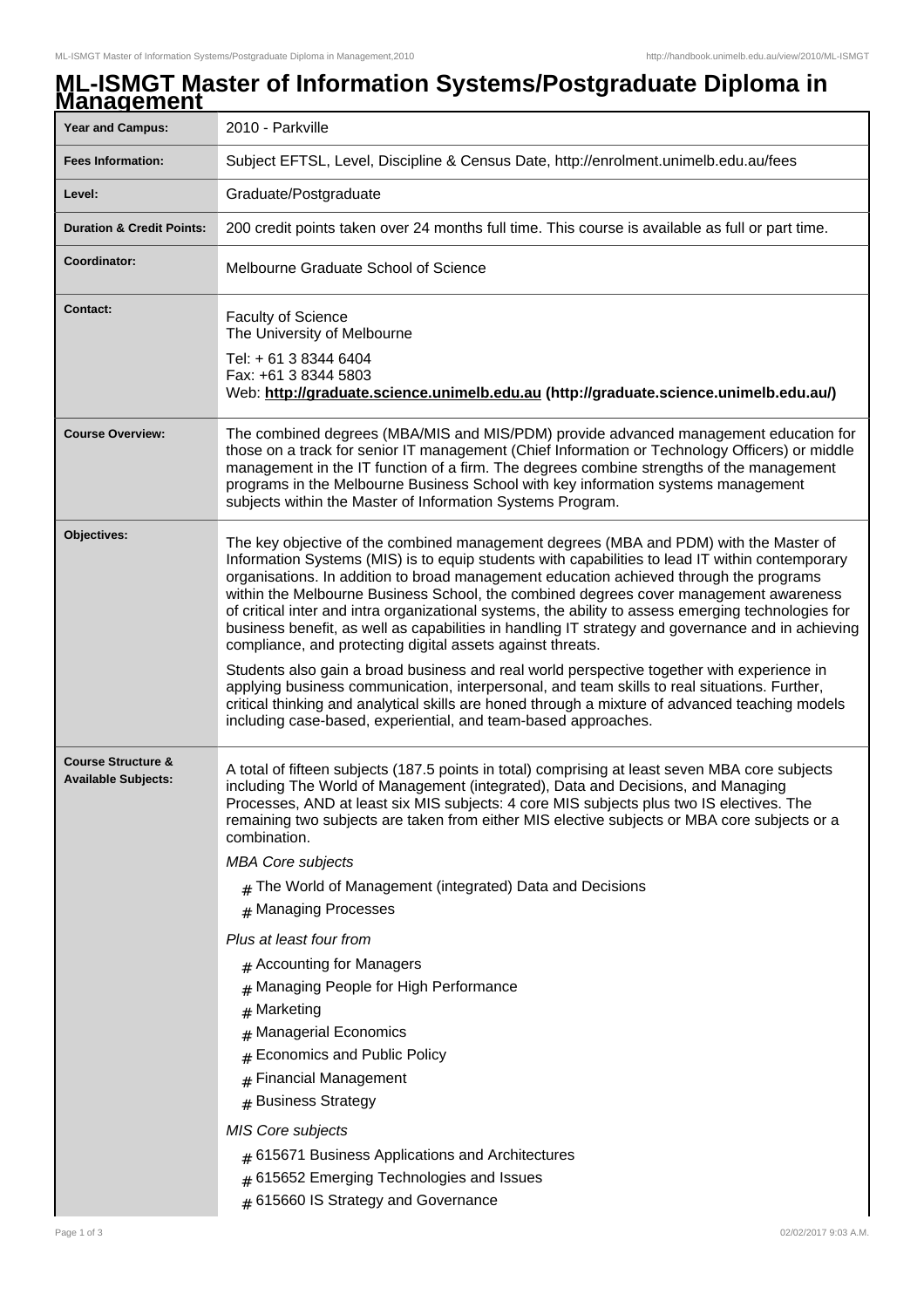# ML-ISMGT Master of Information Systems/Postgraduate Diploma in Management

| | |
|---|---|
| **Year and Campus:** | 2010 - Parkville |
| **Fees Information:** | Subject EFTSL, Level, Discipline & Census Date, http://enrolment.unimelb.edu.au/fees |
| **Level:** | Graduate/Postgraduate |
| **Duration & Credit Points:** | 200 credit points taken over 24 months full time. This course is available as full or part time. |
| **Coordinator:** | Melbourne Graduate School of Science |
| **Contact:** | Faculty of Science<br>The University of Melbourne<br>Tel: + 61 3 8344 6404<br>Fax: +61 3 8344 5803<br>Web: **http://graduate.science.unimelb.edu.au (http://graduate.science.unimelb.edu.au/)** |
| **Course Overview:** | The combined degrees (MBA/MIS and MIS/PDM) provide advanced management education for those on a track for senior IT management (Chief Information or Technology Officers) or middle management in the IT function of a firm. The degrees combine strengths of the management programs in the Melbourne Business School with key information systems management subjects within the Master of Information Systems Program. |
| **Objectives:** | The key objective of the combined management degrees (MBA and PDM) with the Master of Information Systems (MIS) is to equip students with capabilities to lead IT within contemporary organisations. In addition to broad management education achieved through the programs within the Melbourne Business School, the combined degrees cover management awareness of critical inter and intra organizational systems, the ability to assess emerging technologies for business benefit, as well as capabilities in handling IT strategy and governance and in achieving compliance, and protecting digital assets against threats.<br><br>Students also gain a broad business and real world perspective together with experience in applying business communication, interpersonal, and team skills to real situations. Further, critical thinking and analytical skills are honed through a mixture of advanced teaching models including case-based, experiential, and team-based approaches. |
| **Course Structure & Available Subjects:** | A total of fifteen subjects (187.5 points in total) comprising at least seven MBA core subjects including The World of Management (integrated), Data and Decisions, and Managing Processes, AND at least six MIS subjects: 4 core MIS subjects plus two IS electives. The remaining two subjects are taken from either MIS elective subjects or MBA core subjects or a combination.<br><br>*MBA Core subjects*<br><br># The World of Management (integrated) Data and Decisions<br># Managing Processes<br><br>*Plus at least four from*<br><br># Accounting for Managers<br># Managing People for High Performance<br># Marketing<br># Managerial Economics<br># Economics and Public Policy<br># Financial Management<br># Business Strategy<br><br>*MIS Core subjects*<br><br># 615671 Business Applications and Architectures<br># 615652 Emerging Technologies and Issues<br># 615660 IS Strategy and Governance |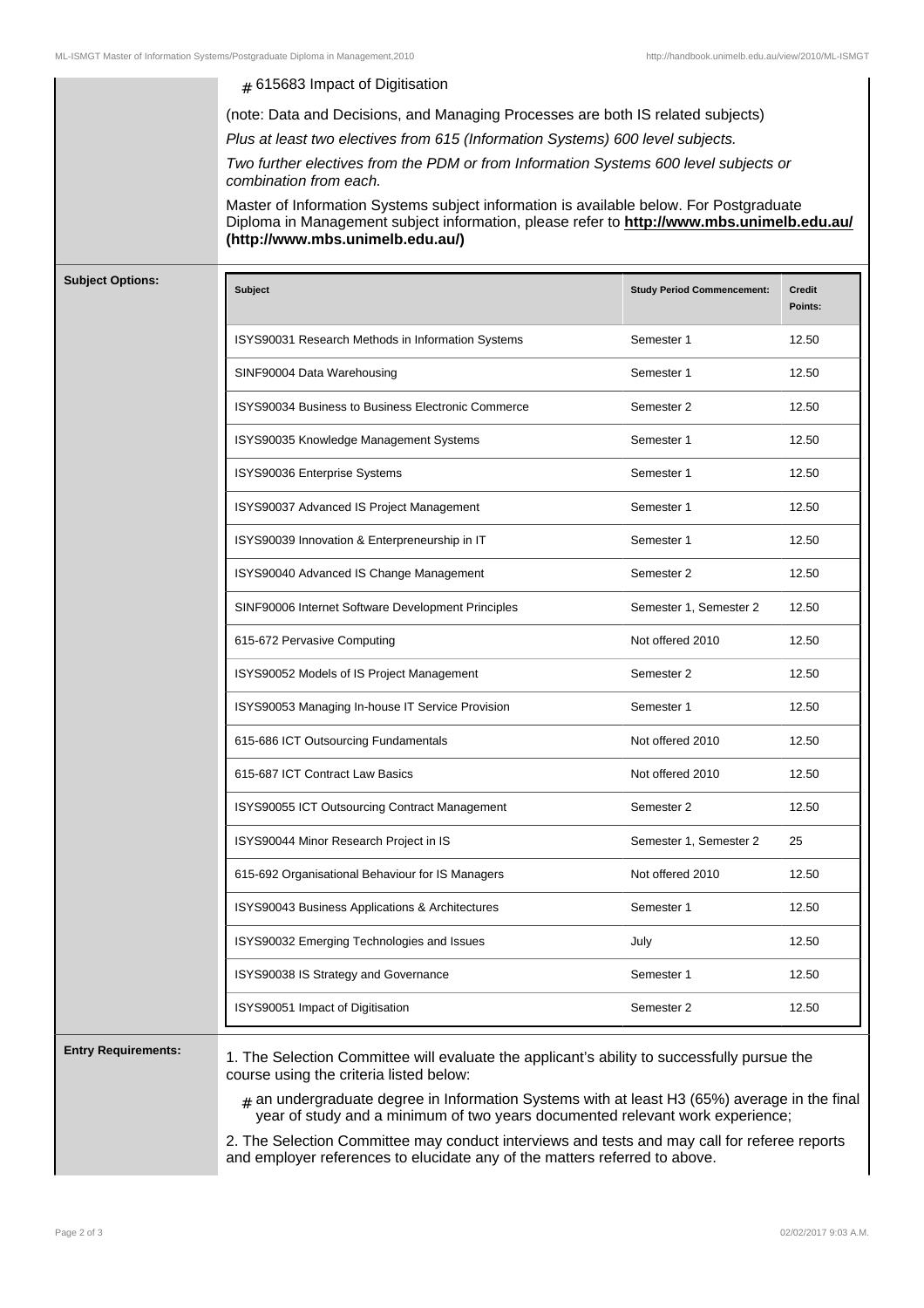- 615683 Impact of Digitisation

(note: Data and Decisions, and Managing Processes are both IS related subjects)

*Plus at least two electives from 615 (Information Systems) 600 level subjects.*

*Two further electives from the PDM or from Information Systems 600 level subjects or combination from each.*

Master of Information Systems subject information is available below. For Postgraduate Diploma in Management subject information, please refer to **http://www.mbs.unimelb.edu.au/ (http://www.mbs.unimelb.edu.au/)**

**Subject Options:**

| Subject | Study Period Commencement: | Credit Points: |
|---|---|---|
| ISYS90031 Research Methods in Information Systems | Semester 1 | 12.50 |
| SINF90004 Data Warehousing | Semester 1 | 12.50 |
| ISYS90034 Business to Business Electronic Commerce | Semester 2 | 12.50 |
| ISYS90035 Knowledge Management Systems | Semester 1 | 12.50 |
| ISYS90036 Enterprise Systems | Semester 1 | 12.50 |
| ISYS90037 Advanced IS Project Management | Semester 1 | 12.50 |
| ISYS90039 Innovation & Enterpreneurship in IT | Semester 1 | 12.50 |
| ISYS90040 Advanced IS Change Management | Semester 2 | 12.50 |
| SINF90006 Internet Software Development Principles | Semester 1, Semester 2 | 12.50 |
| 615-672 Pervasive Computing | Not offered 2010 | 12.50 |
| ISYS90052 Models of IS Project Management | Semester 2 | 12.50 |
| ISYS90053 Managing In-house IT Service Provision | Semester 1 | 12.50 |
| 615-686 ICT Outsourcing Fundamentals | Not offered 2010 | 12.50 |
| 615-687 ICT Contract Law Basics | Not offered 2010 | 12.50 |
| ISYS90055 ICT Outsourcing Contract Management | Semester 2 | 12.50 |
| ISYS90044 Minor Research Project in IS | Semester 1, Semester 2 | 25 |
| 615-692 Organisational Behaviour for IS Managers | Not offered 2010 | 12.50 |
| ISYS90043 Business Applications & Architectures | Semester 1 | 12.50 |
| ISYS90032 Emerging Technologies and Issues | July | 12.50 |
| ISYS90038 IS Strategy and Governance | Semester 1 | 12.50 |
| ISYS90051 Impact of Digitisation | Semester 2 | 12.50 |

**Entry Requirements:**

1. The Selection Committee will evaluate the applicant's ability to successfully pursue the course using the criteria listed below:

- an undergraduate degree in Information Systems with at least H3 (65%) average in the final year of study and a minimum of two years documented relevant work experience;

2. The Selection Committee may conduct interviews and tests and may call for referee reports and employer references to elucidate any of the matters referred to above.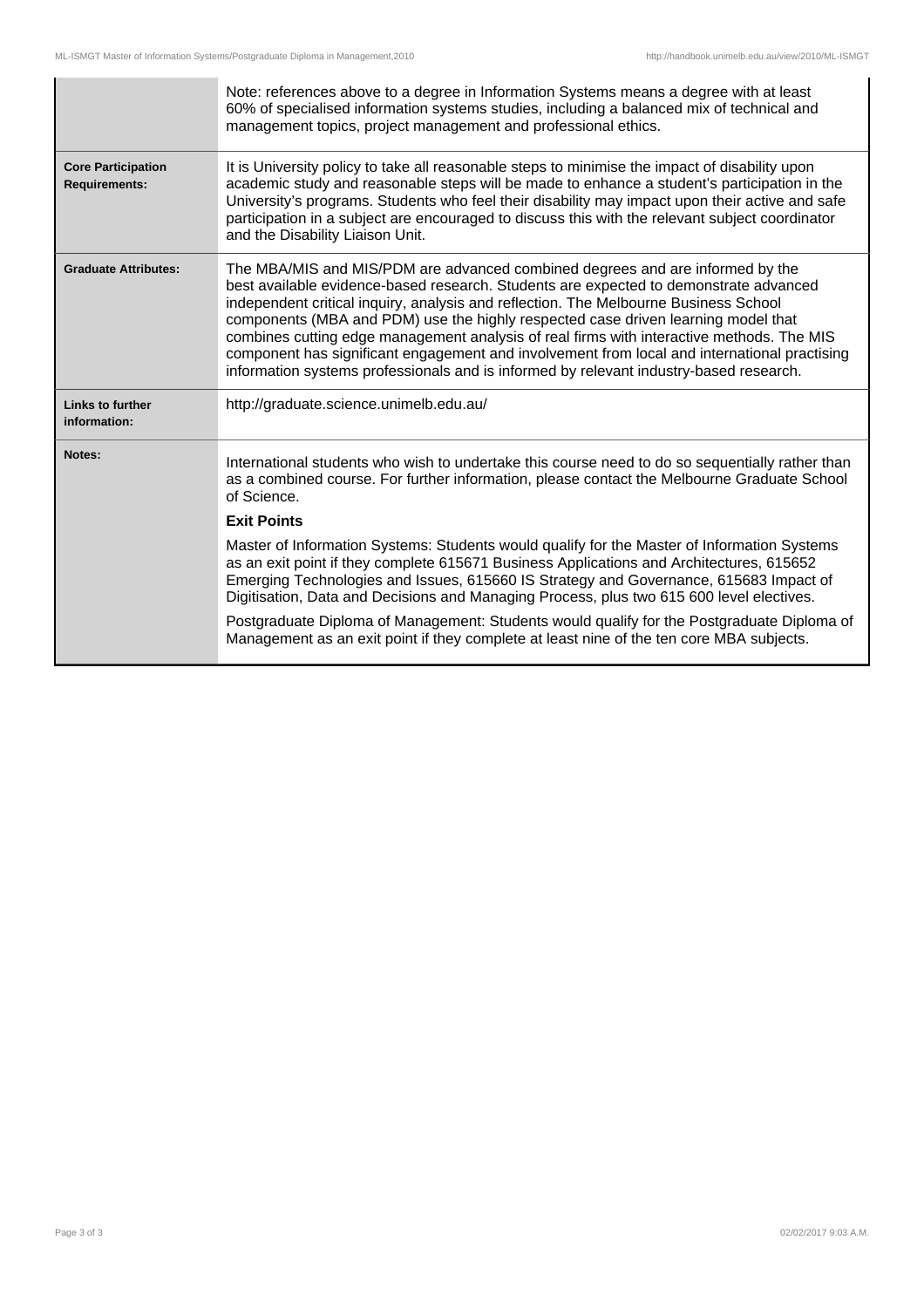| | |
|---|---|
| | Note: references above to a degree in Information Systems means a degree with at least 60% of specialised information systems studies, including a balanced mix of technical and management topics, project management and professional ethics. |
| **Core Participation Requirements:** | It is University policy to take all reasonable steps to minimise the impact of disability upon academic study and reasonable steps will be made to enhance a student's participation in the University's programs. Students who feel their disability may impact upon their active and safe participation in a subject are encouraged to discuss this with the relevant subject coordinator and the Disability Liaison Unit. |
| **Graduate Attributes:** | The MBA/MIS and MIS/PDM are advanced combined degrees and are informed by the best available evidence-based research. Students are expected to demonstrate advanced independent critical inquiry, analysis and reflection. The Melbourne Business School components (MBA and PDM) use the highly respected case driven learning model that combines cutting edge management analysis of real firms with interactive methods. The MIS component has significant engagement and involvement from local and international practising information systems professionals and is informed by relevant industry-based research. |
| **Links to further information:** | http://graduate.science.unimelb.edu.au/ |
| **Notes:** | International students who wish to undertake this course need to do so sequentially rather than as a combined course. For further information, please contact the Melbourne Graduate School of Science.<br><br>**Exit Points**<br><br>Master of Information Systems: Students would qualify for the Master of Information Systems as an exit point if they complete 615671 Business Applications and Architectures, 615652 Emerging Technologies and Issues, 615660 IS Strategy and Governance, 615683 Impact of Digitisation, Data and Decisions and Managing Process, plus two 615 600 level electives.<br><br>Postgraduate Diploma of Management: Students would qualify for the Postgraduate Diploma of Management as an exit point if they complete at least nine of the ten core MBA subjects. |